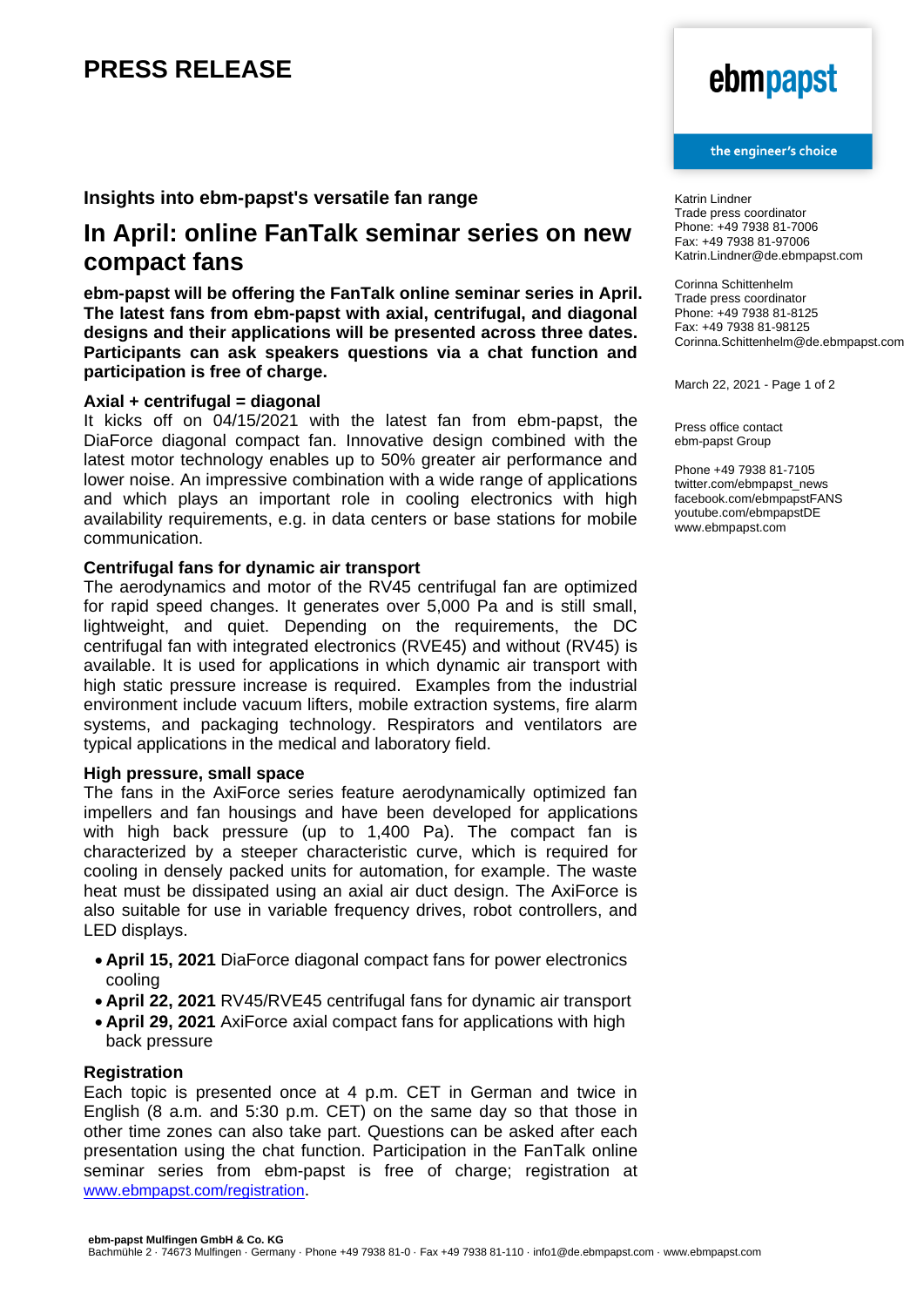# PRESS RELEASE

Katrin Lindner
Trade press coordinator
Phone: +49 7938 81-7006
Fax: +49 7938 81-97006
Katrin.Lindner@de.ebmpapst.com

Corinna Schittenhelm
Trade press coordinator
Phone: +49 7938 81-8125
Fax: +49 7938 81-98125
Corinna.Schittenhelm@de.ebmpapst.com

March 22, 2021 - Page 1 of 2

Press office contact
ebm-papst Group

Phone +49 7938 81-7105
twitter.com/ebmpapst_news
facebook.com/ebmpapstFANS
youtube.com/ebmpapstDE
www.ebmpapst.com

### Insights into ebm-papst's versatile fan range

## In April: online FanTalk seminar series on new compact fans

**ebm-papst will be offering the FanTalk online seminar series in April. The latest fans from ebm-papst with axial, centrifugal, and diagonal designs and their applications will be presented across three dates. Participants can ask speakers questions via a chat function and participation is free of charge.**

**Axial + centrifugal = diagonal**

It kicks off on 04/15/2021 with the latest fan from ebm-papst, the DiaForce diagonal compact fan. Innovative design combined with the latest motor technology enables up to 50% greater air performance and lower noise. An impressive combination with a wide range of applications and which plays an important role in cooling electronics with high availability requirements, e.g. in data centers or base stations for mobile communication.

**Centrifugal fans for dynamic air transport**

The aerodynamics and motor of the RV45 centrifugal fan are optimized for rapid speed changes. It generates over 5,000 Pa and is still small, lightweight, and quiet. Depending on the requirements, the DC centrifugal fan with integrated electronics (RVE45) and without (RV45) is available. It is used for applications in which dynamic air transport with high static pressure increase is required. Examples from the industrial environment include vacuum lifters, mobile extraction systems, fire alarm systems, and packaging technology. Respirators and ventilators are typical applications in the medical and laboratory field.

**High pressure, small space**

The fans in the AxiForce series feature aerodynamically optimized fan impellers and fan housings and have been developed for applications with high back pressure (up to 1,400 Pa). The compact fan is characterized by a steeper characteristic curve, which is required for cooling in densely packed units for automation, for example. The waste heat must be dissipated using an axial air duct design. The AxiForce is also suitable for use in variable frequency drives, robot controllers, and LED displays.

- **April 15, 2021** DiaForce diagonal compact fans for power electronics cooling
- **April 22, 2021** RV45/RVE45 centrifugal fans for dynamic air transport
- **April 29, 2021** AxiForce axial compact fans for applications with high back pressure

**Registration**

Each topic is presented once at 4 p.m. CET in German and twice in English (8 a.m. and 5:30 p.m. CET) on the same day so that those in other time zones can also take part. Questions can be asked after each presentation using the chat function. Participation in the FanTalk online seminar series from ebm-papst is free of charge; registration at www.ebmpapst.com/registration.

**ebm-papst Mulfingen GmbH & Co. KG**
Bachmühle 2 · 74673 Mulfingen · Germany · Phone +49 7938 81-0 · Fax +49 7938 81-110 · info1@de.ebmpapst.com · www.ebmpapst.com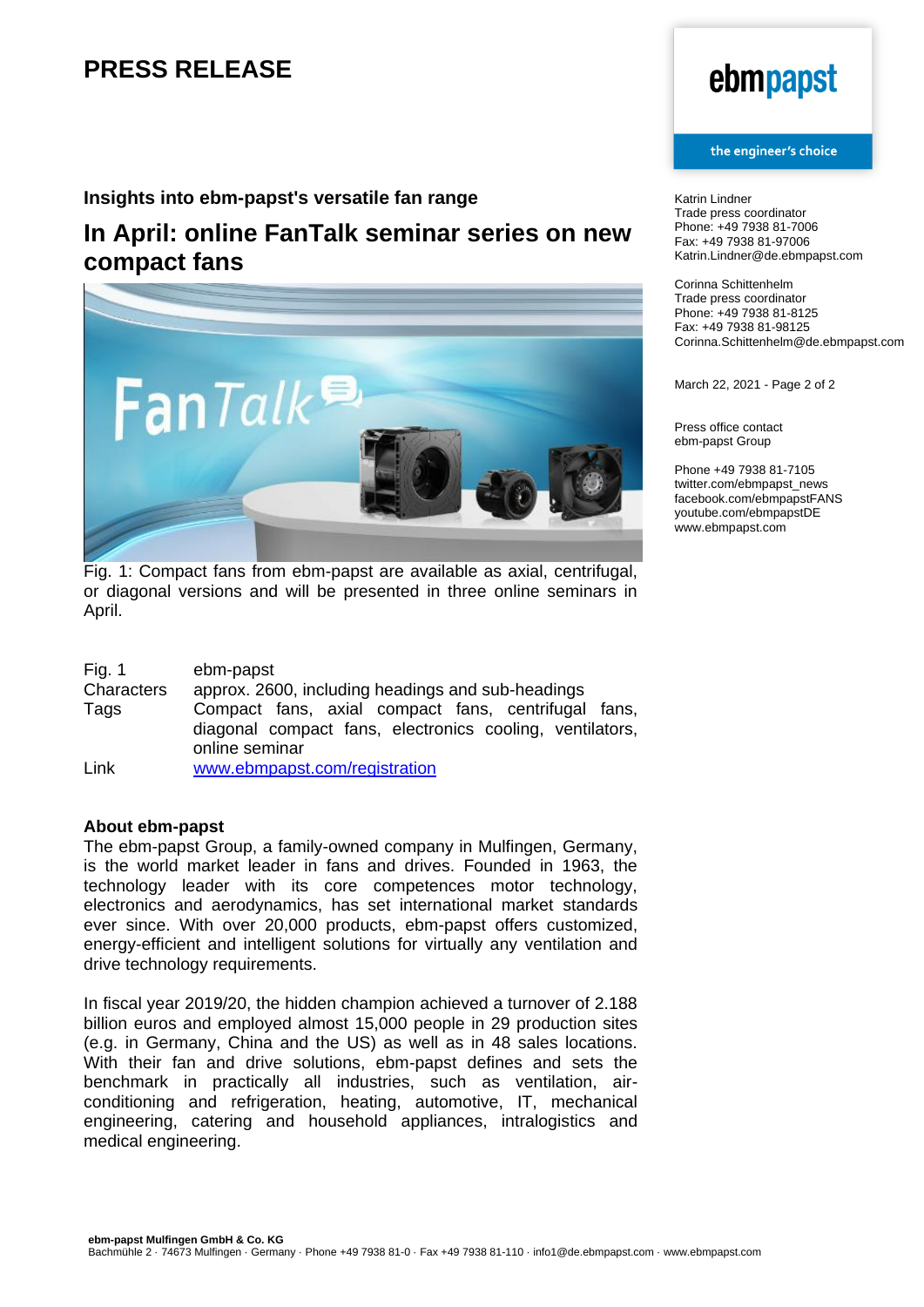# PRESS RELEASE

ebmpapst

the engineer's choice

Katrin Lindner
Trade press coordinator
Phone: +49 7938 81-7006
Fax: +49 7938 81-97006
Katrin.Lindner@de.ebmpapst.com

Corinna Schittenhelm
Trade press coordinator
Phone: +49 7938 81-8125
Fax: +49 7938 81-98125
Corinna.Schittenhelm@de.ebmpapst.com

March 22, 2021 - Page 2 of 2

Press office contact
ebm-papst Group

Phone +49 7938 81-7105
twitter.com/ebmpapst_news
facebook.com/ebmpapstFANS
youtube.com/ebmpapstDE
www.ebmpapst.com

**Insights into ebm-papst's versatile fan range**

## In April: online FanTalk seminar series on new compact fans

Fig. 1: Compact fans from ebm-papst are available as axial, centrifugal, or diagonal versions and will be presented in three online seminars in April.

| | |
|---|---|
| Fig. 1 | ebm-papst |
| Characters | approx. 2600, including headings and sub-headings |
| Tags | Compact fans, axial compact fans, centrifugal fans, diagonal compact fans, electronics cooling, ventilators, online seminar |
| Link | [www.ebmpapst.com/registration](www.ebmpapst.com/registration) |

**About ebm-papst**

The ebm-papst Group, a family-owned company in Mulfingen, Germany, is the world market leader in fans and drives. Founded in 1963, the technology leader with its core competences motor technology, electronics and aerodynamics, has set international market standards ever since. With over 20,000 products, ebm-papst offers customized, energy-efficient and intelligent solutions for virtually any ventilation and drive technology requirements.

In fiscal year 2019/20, the hidden champion achieved a turnover of 2.188 billion euros and employed almost 15,000 people in 29 production sites (e.g. in Germany, China and the US) as well as in 48 sales locations. With their fan and drive solutions, ebm-papst defines and sets the benchmark in practically all industries, such as ventilation, air-conditioning and refrigeration, heating, automotive, IT, mechanical engineering, catering and household appliances, intralogistics and medical engineering.

**ebm-papst Mulfingen GmbH & Co. KG**
Bachmühle 2 · 74673 Mulfingen · Germany · Phone +49 7938 81-0 · Fax +49 7938 81-110 · info1@de.ebmpapst.com · www.ebmpapst.com